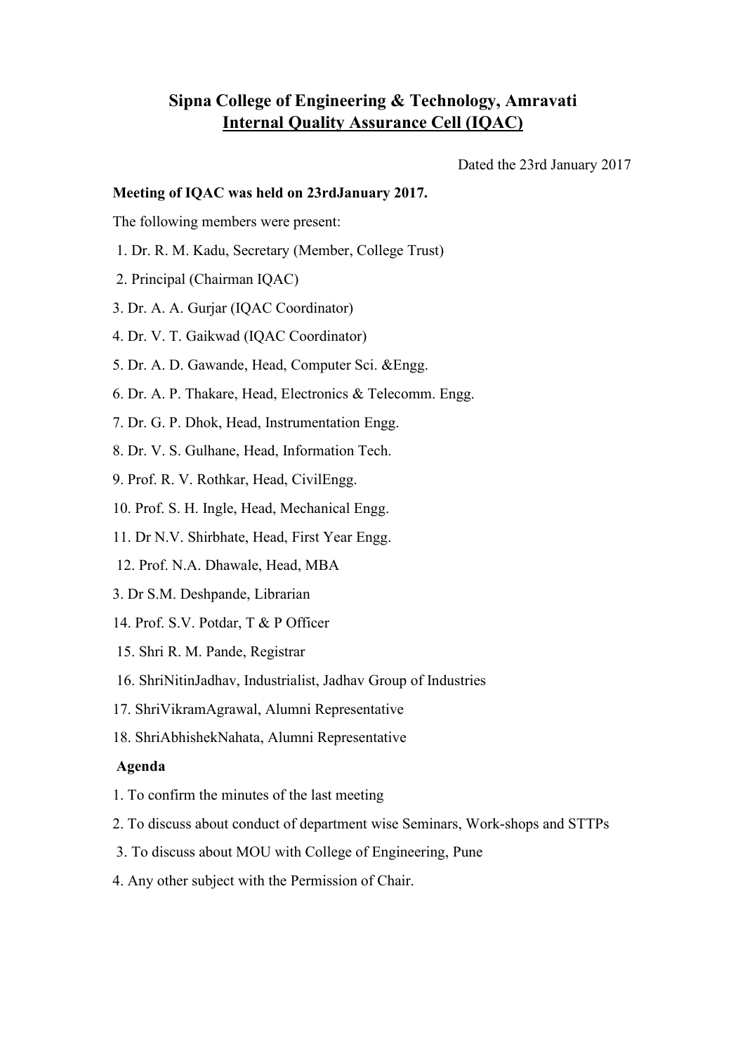# Sipna College of Engineering & Technology, Amravati

## Internal Quality Assurance Cell (IQAC)

Dated the 23rd January 2017

**Meeting of IQAC was held on 23rdJanuary 2017.**

The following members were present:

1. Dr. R. M. Kadu, Secretary (Member, College Trust)
2. Principal (Chairman IQAC)
3. Dr. A. A. Gurjar (IQAC Coordinator)
4. Dr. V. T. Gaikwad (IQAC Coordinator)
5. Dr. A. D. Gawande, Head, Computer Sci. &Engg.
6. Dr. A. P. Thakare, Head, Electronics & Telecomm. Engg.
7. Dr. G. P. Dhok, Head, Instrumentation Engg.
8. Dr. V. S. Gulhane, Head, Information Tech.
9. Prof. R. V. Rothkar, Head, CivilEngg.
10. Prof. S. H. Ingle, Head, Mechanical Engg.
11. Dr N.V. Shirbhate, Head, First Year Engg.
12. Prof. N.A. Dhawale, Head, MBA

3. Dr S.M. Deshpande, Librarian

14. Prof. S.V. Potdar, T & P Officer
15. Shri R. M. Pande, Registrar
16. ShriNitinJadhav, Industrialist, Jadhav Group of Industries
17. ShriVikramAgrawal, Alumni Representative
18. ShriAbhishekNahata, Alumni Representative

**Agenda**

1. To confirm the minutes of the last meeting
2. To discuss about conduct of department wise Seminars, Work-shops and STTPs
3. To discuss about MOU with College of Engineering, Pune
4. Any other subject with the Permission of Chair.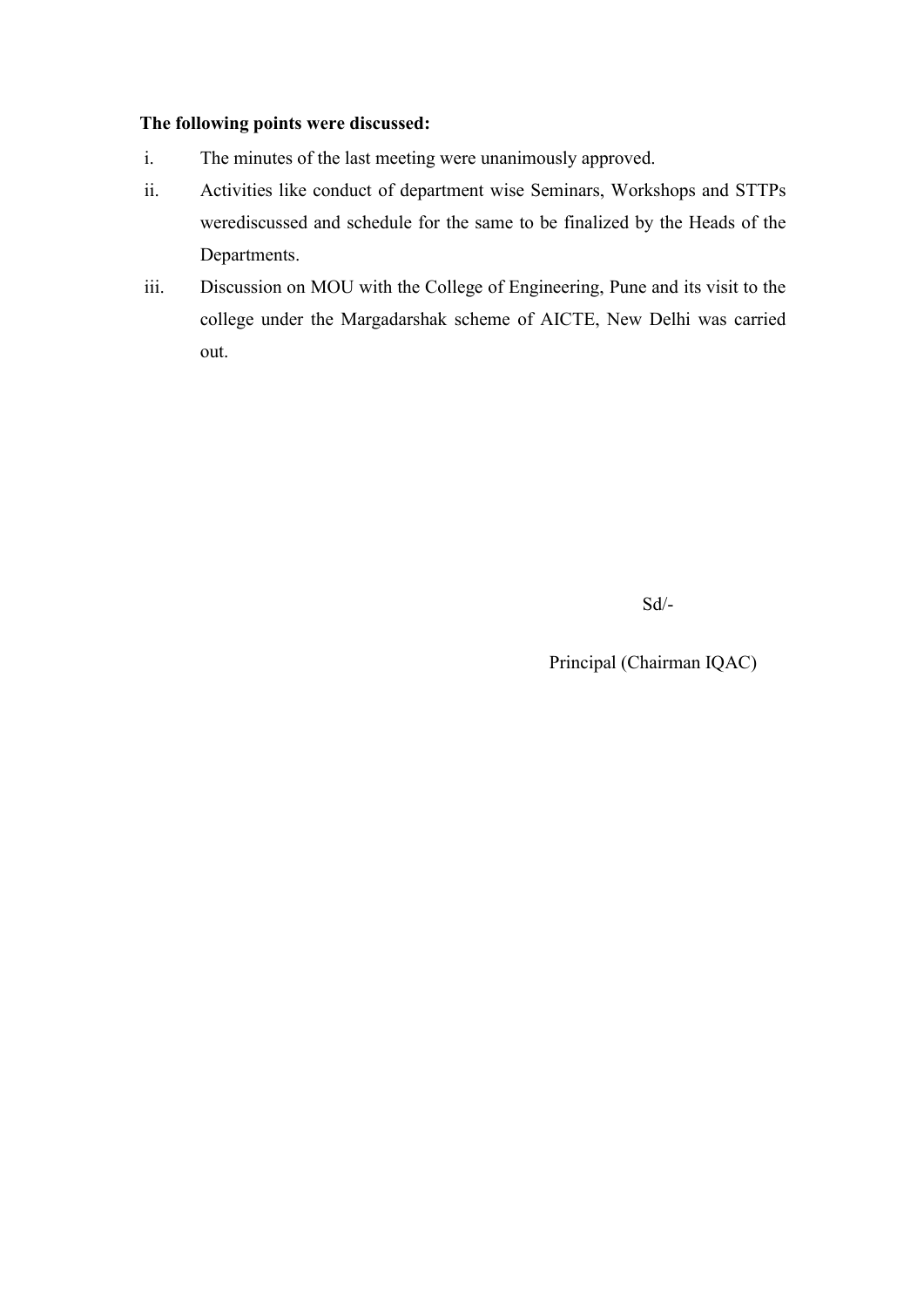**The following points were discussed:**

i. The minutes of the last meeting were unanimously approved.

ii. Activities like conduct of department wise Seminars, Workshops and STTPs werediscussed and schedule for the same to be finalized by the Heads of the Departments.

iii. Discussion on MOU with the College of Engineering, Pune and its visit to the college under the Margadarshak scheme of AICTE, New Delhi was carried out.

Sd/-

Principal (Chairman IQAC)